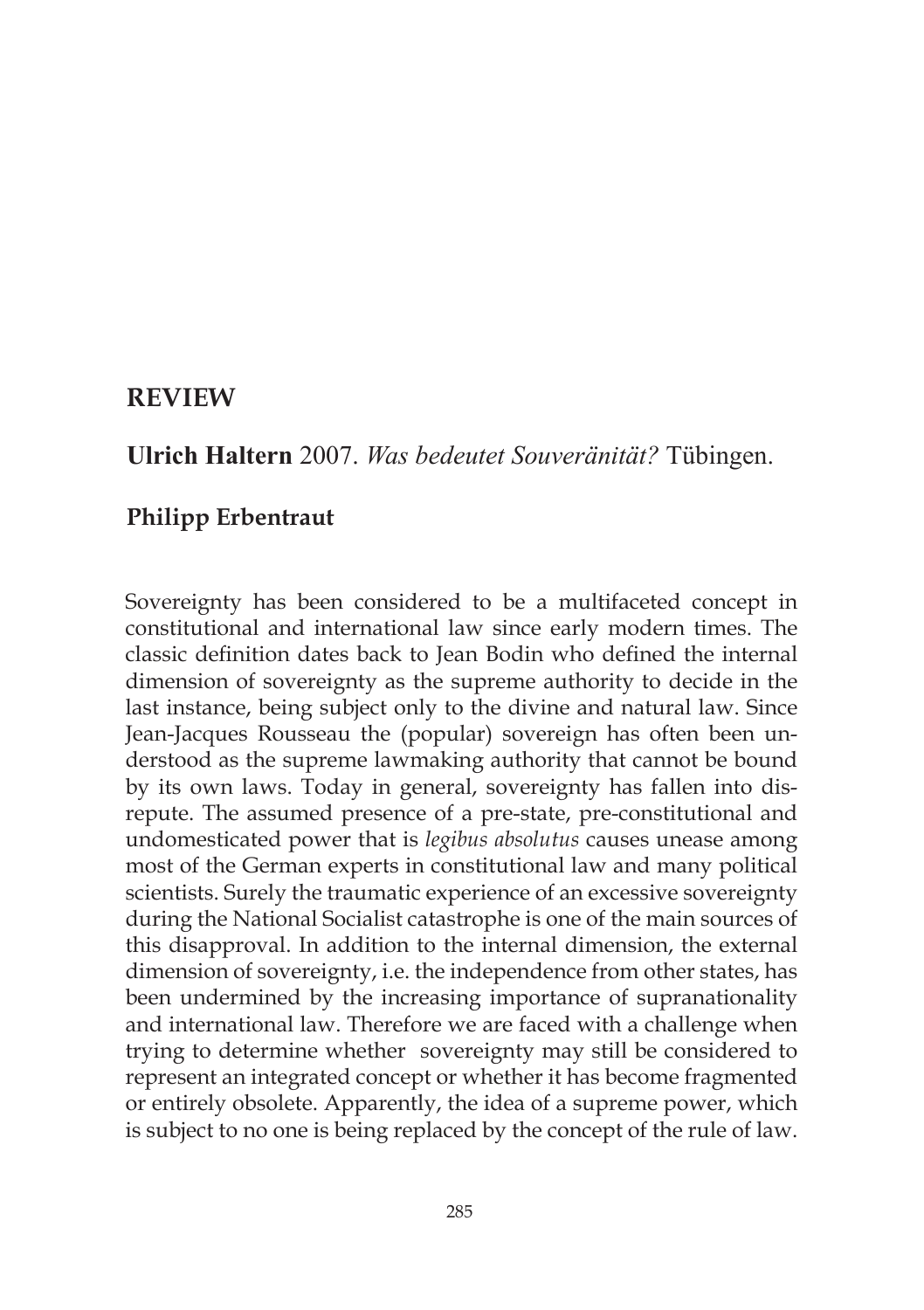## REVIEW

### **Ulrich Haltern** 2007. *Was bedeutet Souveränität?* Tübingen.

### **Philipp Erbentraut**

Sovereignty has been considered to be a multifaceted concept in constitutional and international law since early modern times. The classic definition dates back to Jean Bodin who defined the internal dimension of sovereignty as the supreme authority to decide in the last instance, being subject only to the divine and natural law. Since Jean-Jacques Rousseau the (popular) sovereign has often been understood as the supreme lawmaking authority that cannot be bound by its own laws. Today in general, sovereignty has fallen into disrepute. The assumed presence of a pre-state, pre-constitutional and undomesticated power that is *legibus absolutus* causes unease among most of the German experts in constitutional law and many political scientists. Surely the traumatic experience of an excessive sovereignty during the National Socialist catastrophe is one of the main sources of this disapproval. In addition to the internal dimension, the external dimension of sovereignty, i.e. the independence from other states, has been undermined by the increasing importance of supranationality and international law. Therefore we are faced with a challenge when trying to determine whether sovereignty may still be considered to represent an integrated concept or whether it has become fragmented or entirely obsolete. Apparently, the idea of a supreme power, which is subject to no one is being replaced by the concept of the rule of law.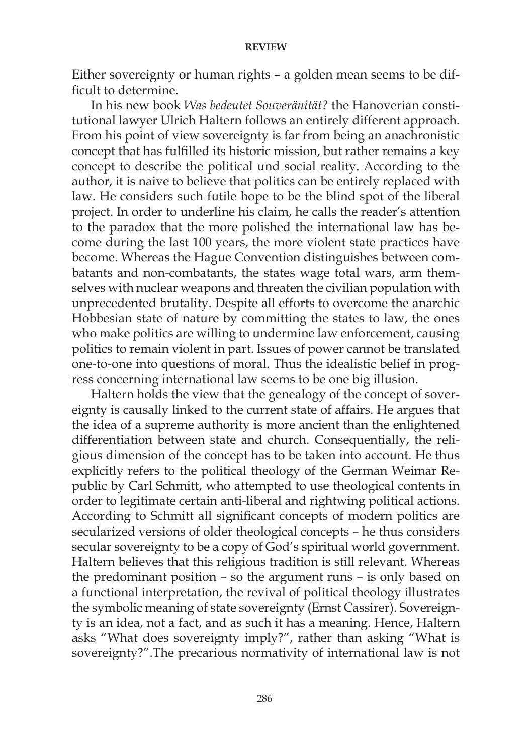Either sovereignty or human rights – a golden mean seems to be difficult to determine.

In his new book *Was bedeutet Souveränität?* the Hanoverian constitutional lawyer Ulrich Haltern follows an entirely different approach. From his point of view sovereignty is far from being an anachronistic concept that has fulfilled its historic mission, but rather remains a key concept to describe the political und social reality. According to the author, it is naive to believe that politics can be entirely replaced with law. He considers such futile hope to be the blind spot of the liberal project. In order to underline his claim, he calls the reader's attention to the paradox that the more polished the international law has become during the last 100 years, the more violent state practices have become. Whereas the Hague Convention distinguishes between combatants and non-combatants, the states wage total wars, arm themselves with nuclear weapons and threaten the civilian population with unprecedented brutality. Despite all efforts to overcome the anarchic Hobbesian state of nature by committing the states to law, the ones who make politics are willing to undermine law enforcement, causing politics to remain violent in part. Issues of power cannot be translated one-to-one into questions of moral. Thus the idealistic belief in progress concerning international law seems to be one big illusion.

Haltern holds the view that the genealogy of the concept of sovereignty is causally linked to the current state of affairs. He argues that the idea of a supreme authority is more ancient than the enlightened differentiation between state and church. Consequentially, the religious dimension of the concept has to be taken into account. He thus explicitly refers to the political theology of the German Weimar Republic by Carl Schmitt, who attempted to use theological contents in order to legitimate certain anti-liberal and rightwing political actions. According to Schmitt all significant concepts of modern politics are secularized versions of older theological concepts – he thus considers secular sovereignty to be a copy of God's spiritual world government. Haltern believes that this religious tradition is still relevant. Whereas the predominant position – so the argument runs – is only based on a functional interpretation, the revival of political theology illustrates the symbolic meaning of state sovereignty (Ernst Cassirer). Sovereignty is an idea, not a fact, and as such it has a meaning. Hence, Haltern asks "What does sovereignty imply?", rather than asking "What is sovereignty?".The precarious normativity of international law is not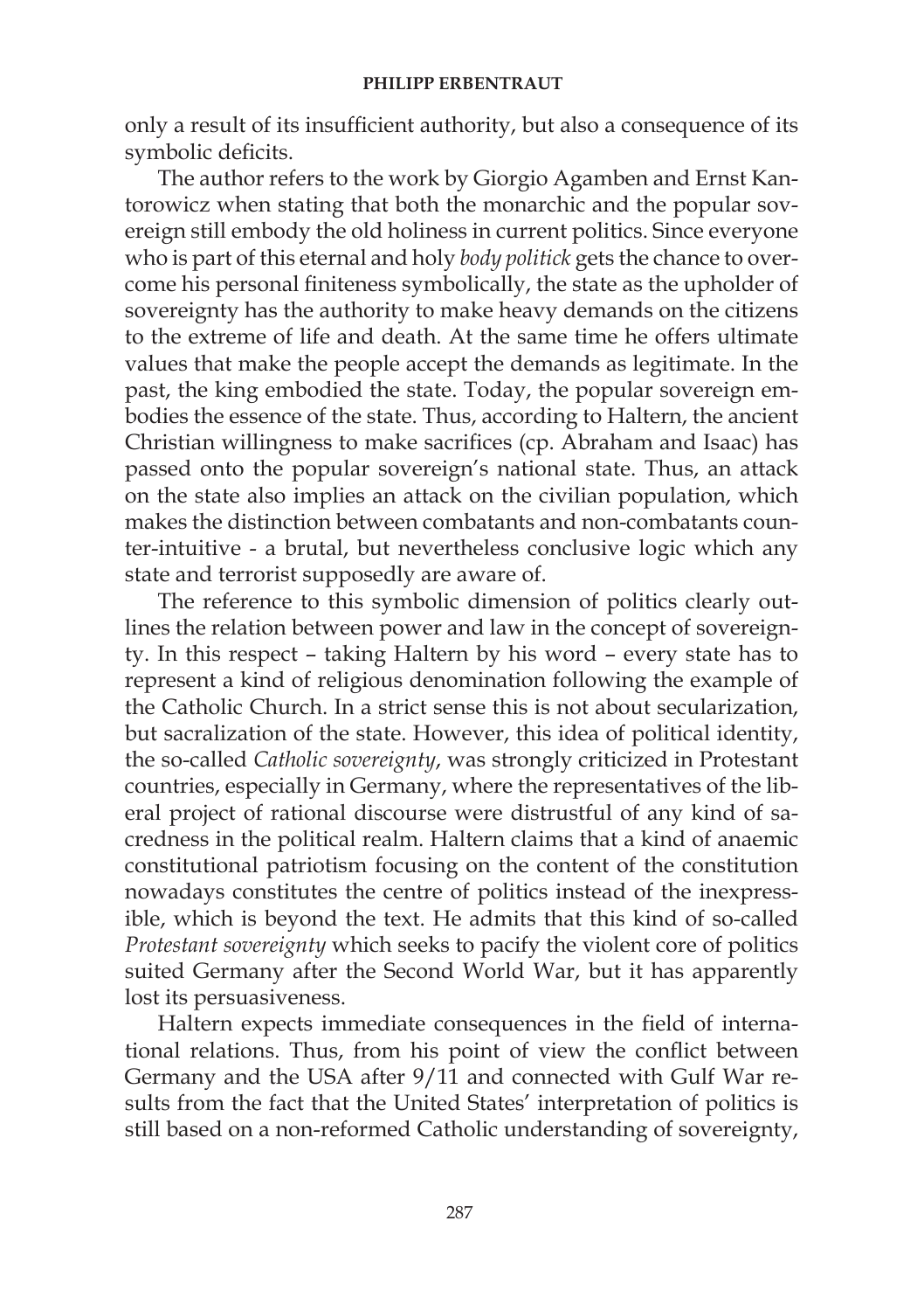only a result of its insufficient authority, but also a consequence of its symbolic deficits.

The author refers to the work by Giorgio Agamben and Ernst Kantorowicz when stating that both the monarchic and the popular sovereign still embody the old holiness in current politics. Since everyone who is part of this eternal and holy *body politick* gets the chance to overcome his personal finiteness symbolically, the state as the upholder of sovereignty has the authority to make heavy demands on the citizens to the extreme of life and death. At the same time he offers ultimate values that make the people accept the demands as legitimate. In the past, the king embodied the state. Today, the popular sovereign embodies the essence of the state. Thus, according to Haltern, the ancient Christian willingness to make sacrifices (cp. Abraham and Isaac) has passed onto the popular sovereign's national state. Thus, an attack on the state also implies an attack on the civilian population, which makes the distinction between combatants and non-combatants counter-intuitive - a brutal, but nevertheless conclusive logic which any state and terrorist supposedly are aware of.

The reference to this symbolic dimension of politics clearly outlines the relation between power and law in the concept of sovereignty. In this respect – taking Haltern by his word – every state has to represent a kind of religious denomination following the example of the Catholic Church. In a strict sense this is not about secularization, but sacralization of the state. However, this idea of political identity, the so-called *Catholic sovereignty*, was strongly criticized in Protestant countries, especially in Germany, where the representatives of the liberal project of rational discourse were distrustful of any kind of sacredness in the political realm. Haltern claims that a kind of anaemic constitutional patriotism focusing on the content of the constitution nowadays constitutes the centre of politics instead of the inexpressible, which is beyond the text. He admits that this kind of so-called *Protestant sovereignty* which seeks to pacify the violent core of politics suited Germany after the Second World War, but it has apparently lost its persuasiveness.

Haltern expects immediate consequences in the field of international relations. Thus, from his point of view the conflict between Germany and the USA after 9/11 and connected with Gulf War results from the fact that the United States' interpretation of politics is still based on a non-reformed Catholic understanding of sovereignty,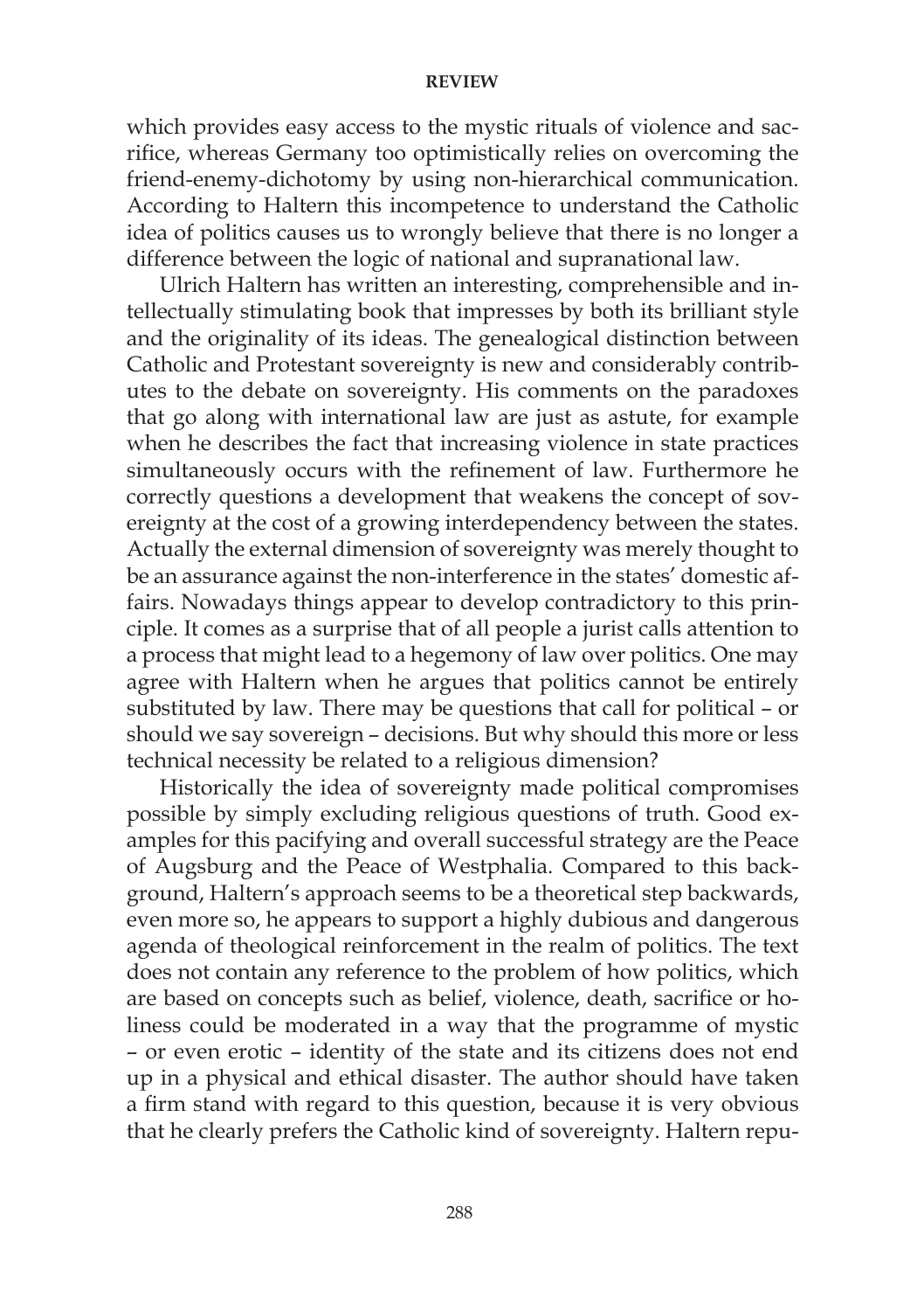which provides easy access to the mystic rituals of violence and sacrifice, whereas Germany too optimistically relies on overcoming the friend-enemy-dichotomy by using non-hierarchical communication. According to Haltern this incompetence to understand the Catholic idea of politics causes us to wrongly believe that there is no longer a difference between the logic of national and supranational law.

Ulrich Haltern has written an interesting, comprehensible and intellectually stimulating book that impresses by both its brilliant style and the originality of its ideas. The genealogical distinction between Catholic and Protestant sovereignty is new and considerably contributes to the debate on sovereignty. His comments on the paradoxes that go along with international law are just as astute, for example when he describes the fact that increasing violence in state practices simultaneously occurs with the refinement of law. Furthermore he correctly questions a development that weakens the concept of sovereignty at the cost of a growing interdependency between the states. Actually the external dimension of sovereignty was merely thought to be an assurance against the non-interference in the states' domestic affairs. Nowadays things appear to develop contradictory to this principle. It comes as a surprise that of all people a jurist calls attention to a process that might lead to a hegemony of law over politics. One may agree with Haltern when he argues that politics cannot be entirely substituted by law. There may be questions that call for political – or should we say sovereign – decisions. But why should this more or less technical necessity be related to a religious dimension?

Historically the idea of sovereignty made political compromises possible by simply excluding religious questions of truth. Good examples for this pacifying and overall successful strategy are the Peace of Augsburg and the Peace of Westphalia. Compared to this background, Haltern's approach seems to be a theoretical step backwards, even more so, he appears to support a highly dubious and dangerous agenda of theological reinforcement in the realm of politics. The text does not contain any reference to the problem of how politics, which are based on concepts such as belief, violence, death, sacrifice or holiness could be moderated in a way that the programme of mystic – or even erotic – identity of the state and its citizens does not end up in a physical and ethical disaster. The author should have taken a firm stand with regard to this question, because it is very obvious that he clearly prefers the Catholic kind of sovereignty. Haltern repu-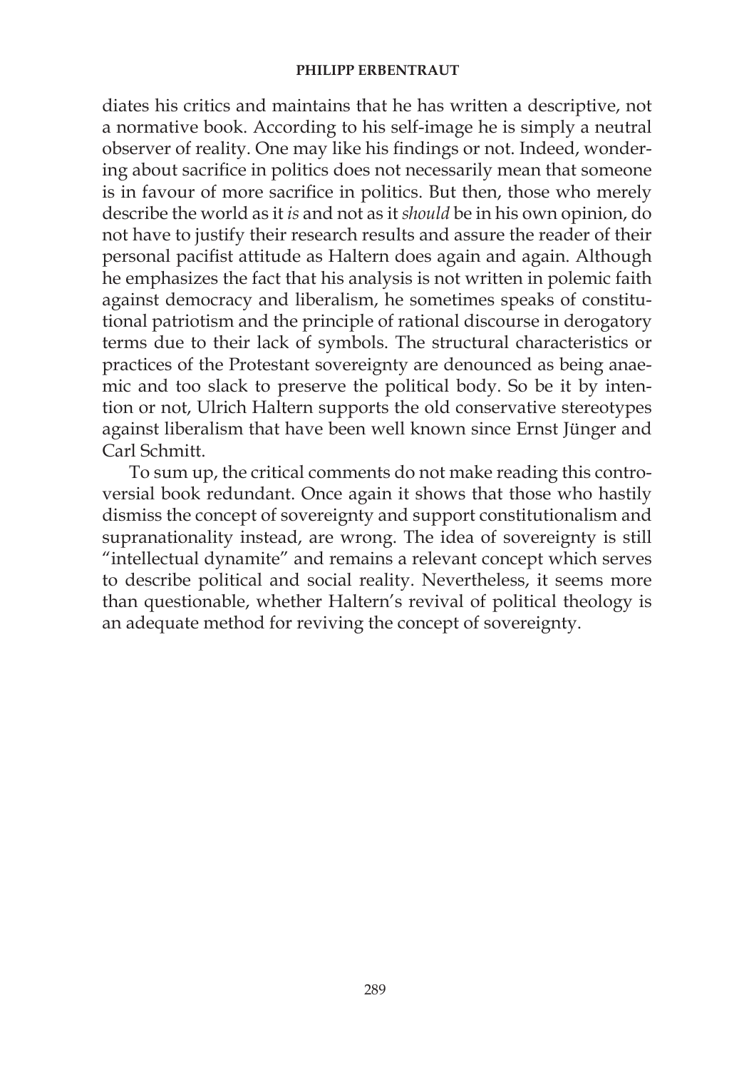diates his critics and maintains that he has written a descriptive, not a normative book. According to his self-image he is simply a neutral observer of reality. One may like his findings or not. Indeed, wondering about sacrifice in politics does not necessarily mean that someone is in favour of more sacrifice in politics. But then, those who merely describe the world as it *is* and not as it *should* be in his own opinion, do not have to justify their research results and assure the reader of their personal pacifist attitude as Haltern does again and again. Although he emphasizes the fact that his analysis is not written in polemic faith against democracy and liberalism, he sometimes speaks of constitutional patriotism and the principle of rational discourse in derogatory terms due to their lack of symbols. The structural characteristics or practices of the Protestant sovereignty are denounced as being anaemic and too slack to preserve the political body. So be it by intention or not, Ulrich Haltern supports the old conservative stereotypes against liberalism that have been well known since Ernst Jünger and Carl Schmitt.

To sum up, the critical comments do not make reading this controversial book redundant. Once again it shows that those who hastily dismiss the concept of sovereignty and support constitutionalism and supranationality instead, are wrong. The idea of sovereignty is still "intellectual dynamite" and remains a relevant concept which serves to describe political and social reality. Nevertheless, it seems more than questionable, whether Haltern's revival of political theology is an adequate method for reviving the concept of sovereignty.